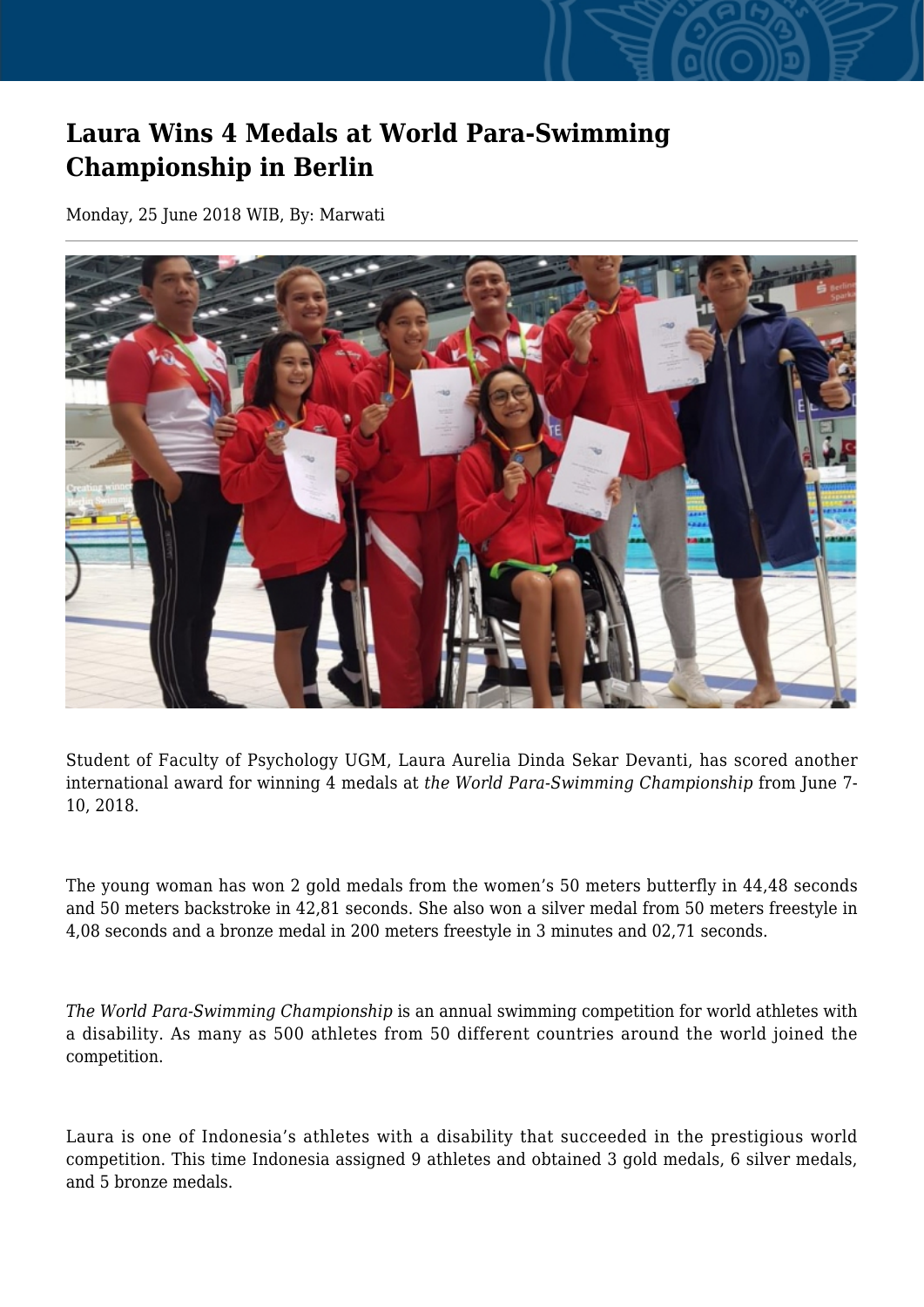# Laura Wins 4 Medals at World Para-Swimming Championship in Berlin

Monday, 25 June 2018 WIB, By: Marwati

Student of Faculty of Psychology UGM, Laura Aurelia Dinda Sekar Devanti, has scored another international award for winning 4 medals at *the World Para-Swimming Championship* from June 7-10, 2018.

The young woman has won 2 gold medals from the women's 50 meters butterfly in 44,48 seconds and 50 meters backstroke in 42,81 seconds. She also won a silver medal from 50 meters freestyle in 4,08 seconds and a bronze medal in 200 meters freestyle in 3 minutes and 02,71 seconds.

*The World Para-Swimming Championship* is an annual swimming competition for world athletes with a disability. As many as 500 athletes from 50 different countries around the world joined the competition.

Laura is one of Indonesia's athletes with a disability that succeeded in the prestigious world competition. This time Indonesia assigned 9 athletes and obtained 3 gold medals, 6 silver medals, and 5 bronze medals.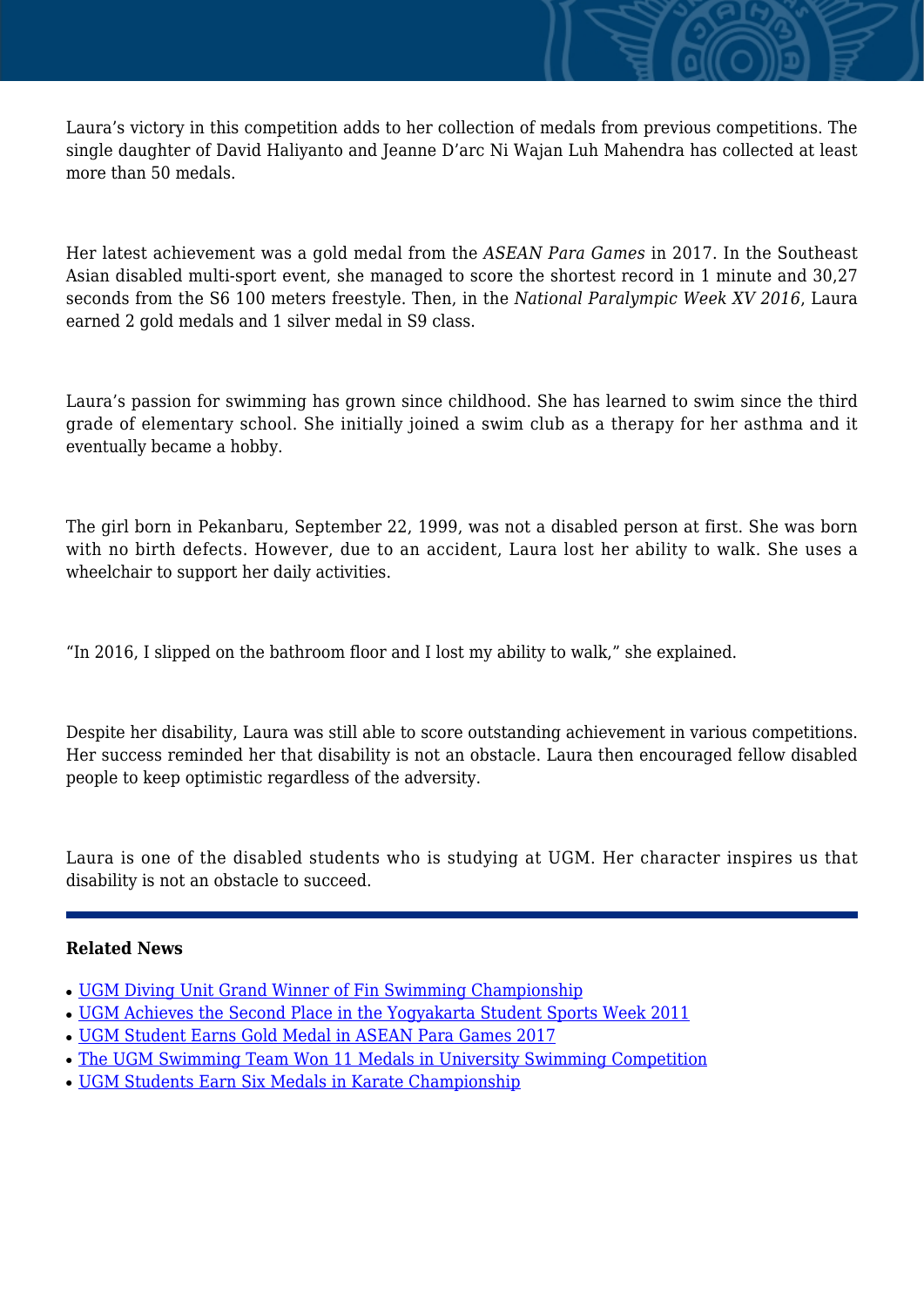Laura's victory in this competition adds to her collection of medals from previous competitions. The single daughter of David Haliyanto and Jeanne D'arc Ni Wajan Luh Mahendra has collected at least more than 50 medals.

Her latest achievement was a gold medal from the *ASEAN Para Games* in 2017. In the Southeast Asian disabled multi-sport event, she managed to score the shortest record in 1 minute and 30,27 seconds from the S6 100 meters freestyle. Then, in the *National Paralympic Week XV 2016*, Laura earned 2 gold medals and 1 silver medal in S9 class.

Laura's passion for swimming has grown since childhood. She has learned to swim since the third grade of elementary school. She initially joined a swim club as a therapy for her asthma and it eventually became a hobby.

The girl born in Pekanbaru, September 22, 1999, was not a disabled person at first. She was born with no birth defects. However, due to an accident, Laura lost her ability to walk. She uses a wheelchair to support her daily activities.

"In 2016, I slipped on the bathroom floor and I lost my ability to walk," she explained.

Despite her disability, Laura was still able to score outstanding achievement in various competitions. Her success reminded her that disability is not an obstacle. Laura then encouraged fellow disabled people to keep optimistic regardless of the adversity.

Laura is one of the disabled students who is studying at UGM. Her character inspires us that disability is not an obstacle to succeed.

---

**Related News**

- UGM Diving Unit Grand Winner of Fin Swimming Championship
- UGM Achieves the Second Place in the Yogyakarta Student Sports Week 2011
- UGM Student Earns Gold Medal in ASEAN Para Games 2017
- The UGM Swimming Team Won 11 Medals in University Swimming Competition
- UGM Students Earn Six Medals in Karate Championship